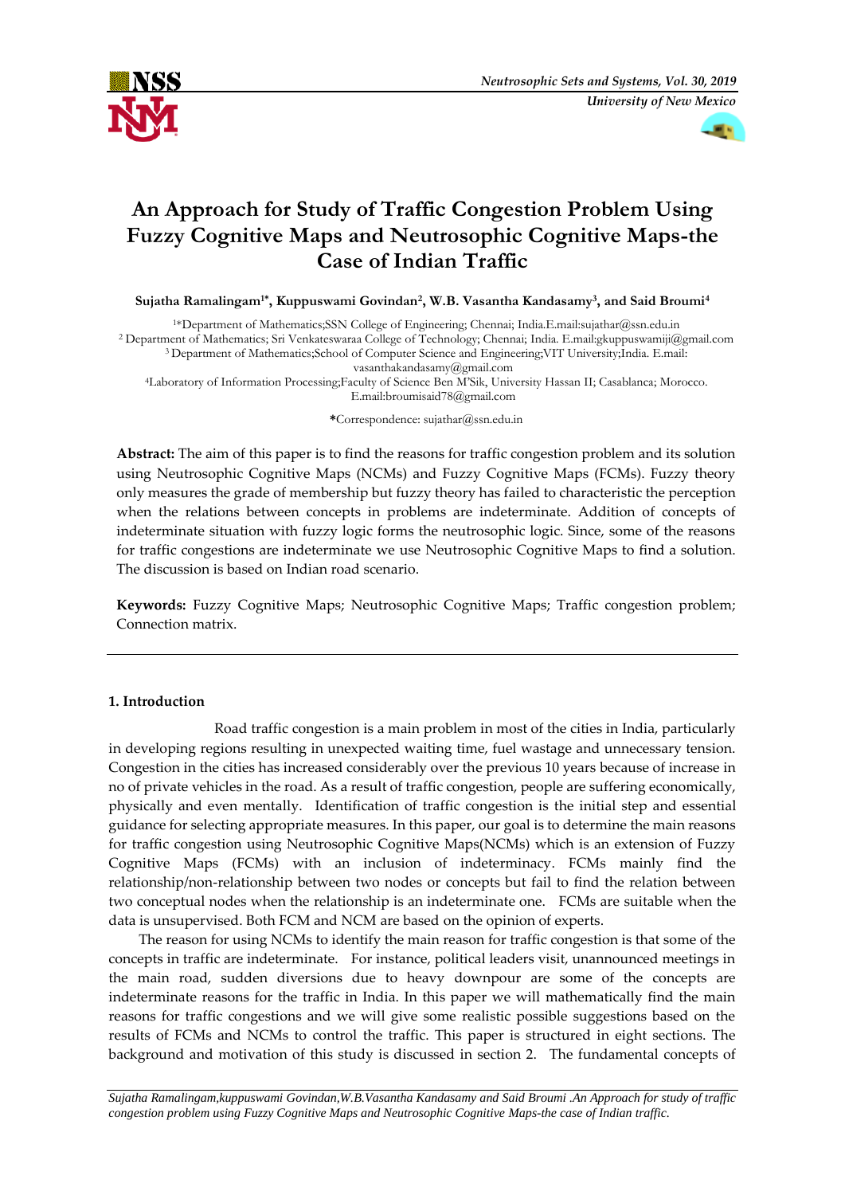# An Approach for Study of Traffic Congestion Problem Using Fuzzy Cognitive Maps and Neutrosophic Cognitive Maps-the Case of Indian Traffic

**Sujatha Ramalingam[1*], Kuppuswami Govindan[2], W.B. Vasantha Kandasamy[3], and Said Broumi[4]**

[1*]Department of Mathematics;SSN College of Engineering; Chennai; India.E.mail:sujathar@ssn.edu.in
[2] Department of Mathematics; Sri Venkateswaraa College of Technology; Chennai; India. E.mail:gkuppuswamiji@gmail.com
[3] Department of Mathematics;School of Computer Science and Engineering;VIT University;India. E.mail: vasanthakandasamy@gmail.com
[4]Laboratory of Information Processing;Faculty of Science Ben M'Sik, University Hassan II; Casablanca; Morocco. E.mail:broumisaid78@gmail.com

**\***Correspondence: sujathar@ssn.edu.in

**Abstract:** The aim of this paper is to find the reasons for traffic congestion problem and its solution using Neutrosophic Cognitive Maps (NCMs) and Fuzzy Cognitive Maps (FCMs). Fuzzy theory only measures the grade of membership but fuzzy theory has failed to characteristic the perception when the relations between concepts in problems are indeterminate. Addition of concepts of indeterminate situation with fuzzy logic forms the neutrosophic logic. Since, some of the reasons for traffic congestions are indeterminate we use Neutrosophic Cognitive Maps to find a solution. The discussion is based on Indian road scenario.

**Keywords:** Fuzzy Cognitive Maps; Neutrosophic Cognitive Maps; Traffic congestion problem; Connection matrix.

---

## 1. Introduction

Road traffic congestion is a main problem in most of the cities in India, particularly in developing regions resulting in unexpected waiting time, fuel wastage and unnecessary tension. Congestion in the cities has increased considerably over the previous 10 years because of increase in no of private vehicles in the road. As a result of traffic congestion, people are suffering economically, physically and even mentally. Identification of traffic congestion is the initial step and essential guidance for selecting appropriate measures. In this paper, our goal is to determine the main reasons for traffic congestion using Neutrosophic Cognitive Maps(NCMs) which is an extension of Fuzzy Cognitive Maps (FCMs) with an inclusion of indeterminacy. FCMs mainly find the relationship/non-relationship between two nodes or concepts but fail to find the relation between two conceptual nodes when the relationship is an indeterminate one. FCMs are suitable when the data is unsupervised. Both FCM and NCM are based on the opinion of experts.

The reason for using NCMs to identify the main reason for traffic congestion is that some of the concepts in traffic are indeterminate. For instance, political leaders visit, unannounced meetings in the main road, sudden diversions due to heavy downpour are some of the concepts are indeterminate reasons for the traffic in India. In this paper we will mathematically find the main reasons for traffic congestions and we will give some realistic possible suggestions based on the results of FCMs and NCMs to control the traffic. This paper is structured in eight sections. The background and motivation of this study is discussed in section 2. The fundamental concepts of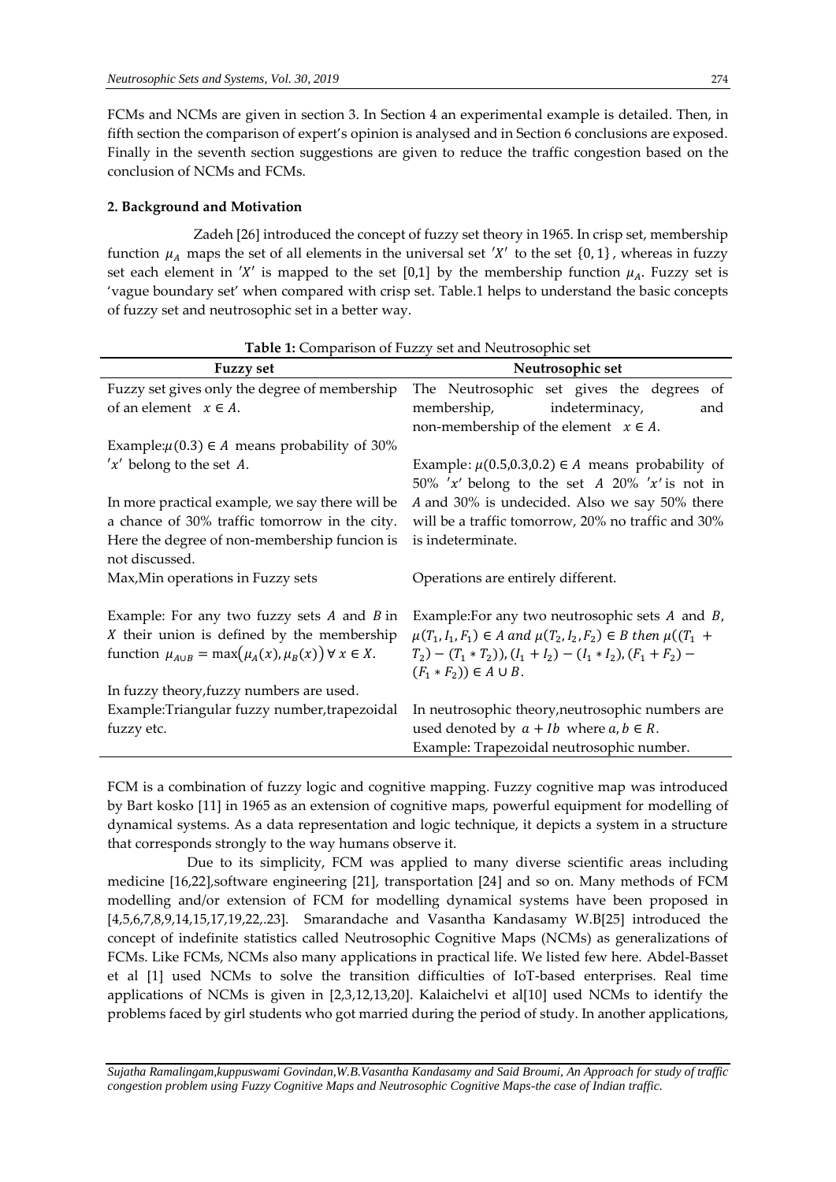FCMs and NCMs are given in section 3. In Section 4 an experimental example is detailed. Then, in fifth section the comparison of expert's opinion is analysed and in Section 6 conclusions are exposed. Finally in the seventh section suggestions are given to reduce the traffic congestion based on the conclusion of NCMs and FCMs.

## 2. Background and Motivation

Zadeh [26] introduced the concept of fuzzy set theory in 1965. In crisp set, membership function $\mu_A$ maps the set of all elements in the universal set $'X'$ to the set $\{0,1\}$, whereas in fuzzy set each element in $'X'$ is mapped to the set [0,1] by the membership function $\mu_A$. Fuzzy set is 'vague boundary set' when compared with crisp set. Table.1 helps to understand the basic concepts of fuzzy set and neutrosophic set in a better way.

**Table 1:** Comparison of Fuzzy set and Neutrosophic set

| Fuzzy set | Neutrosophic set |
|---|---|
| Fuzzy set gives only the degree of membership of an element $x \in A$. | The Neutrosophic set gives the degrees of membership, indeterminacy, and non-membership of the element $x \in A$. |
| Example:$\mu(0.3) \in A$ means probability of 30% $'x'$ belong to the set $A$. In more practical example, we say there will be a chance of 30% traffic tomorrow in the city. Here the degree of non-membership funcion is not discussed. | Example: $\mu(0.5,0.3,0.2) \in A$ means probability of 50% $'x'$ belong to the set $A$ 20% $'x'$ is not in $A$ and 30% is undecided. Also we say 50% there will be a traffic tomorrow, 20% no traffic and 30% is indeterminate. |
| Max,Min operations in Fuzzy sets | Operations are entirely different. |
| Example: For any two fuzzy sets $A$ and $B$ in $X$ their union is defined by the membership function $\mu_{A\cup B} = \max(\mu_A(x), \mu_B(x)) \forall x \in X$. | Example:For any two neutrosophic sets $A$ and $B$, $\mu(T_1, I_1, F_1) \in A$ and $\mu(T_2, I_2, F_2) \in B$ then $\mu((T_1 + T_2) - (T_1 * T_2)), (I_1 + I_2) - (I_1 * I_2), (F_1 + F_2) - (F_1 * F_2)) \in A \cup B$. |
| In fuzzy theory,fuzzy numbers are used. Example:Triangular fuzzy number,trapezoidal fuzzy etc. | In neutrosophic theory,neutrosophic numbers are used denoted by $a + Ib$ where $a, b \in R$. Example: Trapezoidal neutrosophic number. |

FCM is a combination of fuzzy logic and cognitive mapping. Fuzzy cognitive map was introduced by Bart kosko [11] in 1965 as an extension of cognitive maps, powerful equipment for modelling of dynamical systems. As a data representation and logic technique, it depicts a system in a structure that corresponds strongly to the way humans observe it.

Due to its simplicity, FCM was applied to many diverse scientific areas including medicine [16,22],software engineering [21], transportation [24] and so on. Many methods of FCM modelling and/or extension of FCM for modelling dynamical systems have been proposed in [4,5,6,7,8,9,14,15,17,19,22,.23]. Smarandache and Vasantha Kandasamy W.B[25] introduced the concept of indefinite statistics called Neutrosophic Cognitive Maps (NCMs) as generalizations of FCMs. Like FCMs, NCMs also many applications in practical life. We listed few here. Abdel-Basset et al [1] used NCMs to solve the transition difficulties of IoT-based enterprises. Real time applications of NCMs is given in [2,3,12,13,20]. Kalaichelvi et al[10] used NCMs to identify the problems faced by girl students who got married during the period of study. In another applications,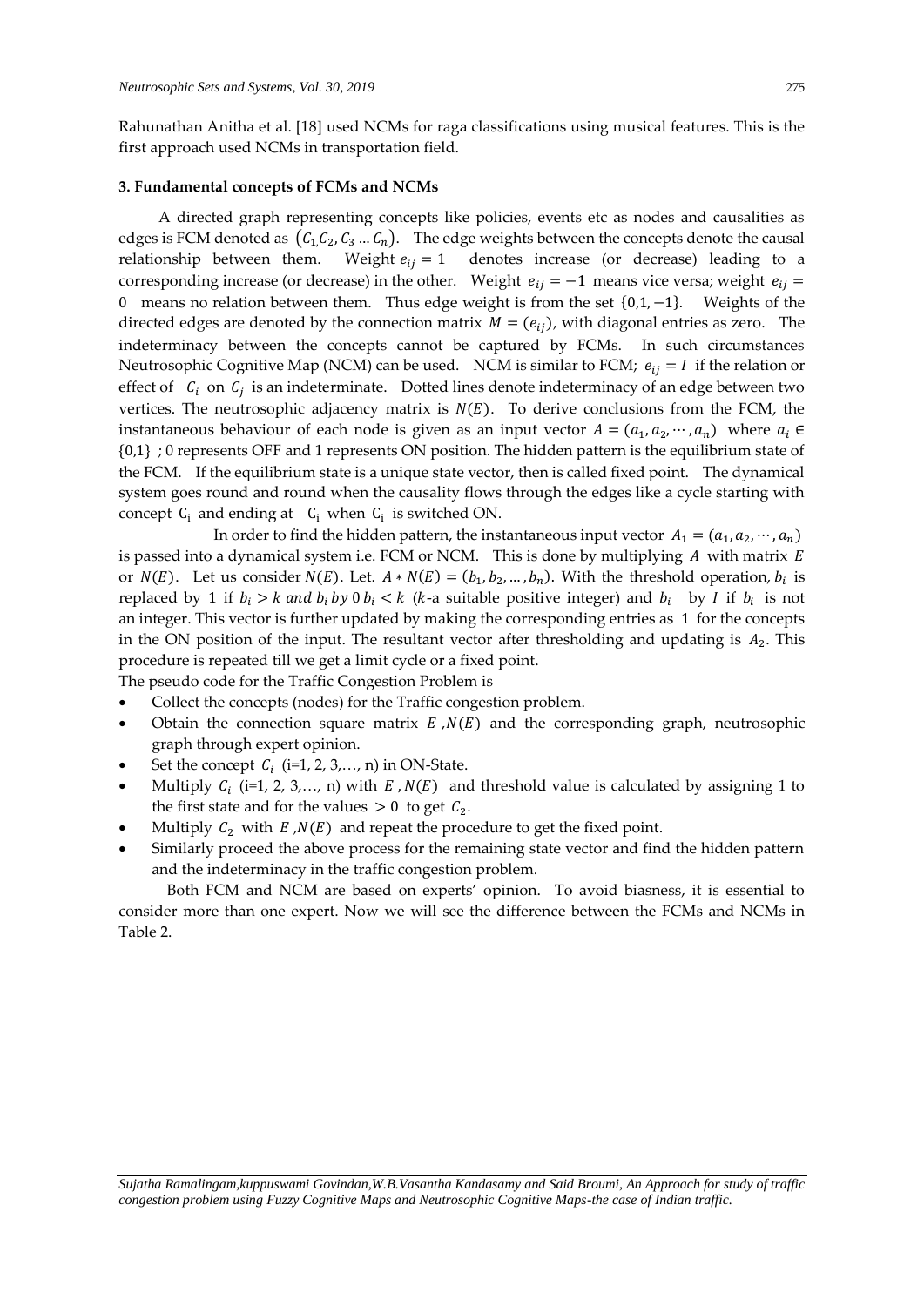Rahunathan Anitha et al. [18] used NCMs for raga classifications using musical features. This is the first approach used NCMs in transportation field.

### 3. Fundamental concepts of FCMs and NCMs

A directed graph representing concepts like policies, events etc as nodes and causalities as edges is FCM denoted as $(C_1, C_2, C_3 \dots C_n)$. The edge weights between the concepts denote the causal relationship between them. Weight $e_{ij} = 1$ denotes increase (or decrease) leading to a corresponding increase (or decrease) in the other. Weight $e_{ij} = -1$ means vice versa; weight $e_{ij} = 0$ means no relation between them. Thus edge weight is from the set $\{0, 1, -1\}$. Weights of the directed edges are denoted by the connection matrix $M = (e_{ij})$, with diagonal entries as zero. The indeterminacy between the concepts cannot be captured by FCMs. In such circumstances Neutrosophic Cognitive Map (NCM) can be used. NCM is similar to FCM; $e_{ij} = I$ if the relation or effect of $C_i$ on $C_j$ is an indeterminate. Dotted lines denote indeterminacy of an edge between two vertices. The neutrosophic adjacency matrix is $N(E)$. To derive conclusions from the FCM, the instantaneous behaviour of each node is given as an input vector $A = (a_1, a_2, \cdots, a_n)$ where $a_i \in \{0,1\}$ ; 0 represents OFF and 1 represents ON position. The hidden pattern is the equilibrium state of the FCM. If the equilibrium state is a unique state vector, then is called fixed point. The dynamical system goes round and round when the causality flows through the edges like a cycle starting with concept $C_i$ and ending at $C_i$ when $C_i$ is switched ON.

In order to find the hidden pattern, the instantaneous input vector $A_1 = (a_1, a_2, \cdots, a_n)$ is passed into a dynamical system i.e. FCM or NCM. This is done by multiplying $A$ with matrix $E$ or $N(E)$. Let us consider $N(E)$. Let. $A * N(E) = (b_1, b_2, \dots, b_n)$. With the threshold operation, $b_i$ is replaced by 1 if $b_i > k$ *and* $b_i$ *by* 0 $b_i < k$ ($k$-a suitable positive integer) and $b_i$ by $I$ if $b_i$ is not an integer. This vector is further updated by making the corresponding entries as 1 for the concepts in the ON position of the input. The resultant vector after thresholding and updating is $A_2$. This procedure is repeated till we get a limit cycle or a fixed point.

The pseudo code for the Traffic Congestion Problem is

- Collect the concepts (nodes) for the Traffic congestion problem.
- Obtain the connection square matrix $E$ ,$N(E)$ and the corresponding graph, neutrosophic graph through expert opinion.
- Set the concept $C_i$ (i=1, 2, 3,…, n) in ON-State.
- Multiply $C_i$ (i=1, 2, 3,…, n) with $E$ , $N(E)$ and threshold value is calculated by assigning 1 to the first state and for the values $> 0$ to get $C_2$.
- Multiply $C_2$ with $E$ ,$N(E)$ and repeat the procedure to get the fixed point.
- Similarly proceed the above process for the remaining state vector and find the hidden pattern and the indeterminacy in the traffic congestion problem.

Both FCM and NCM are based on experts' opinion. To avoid biasness, it is essential to consider more than one expert. Now we will see the difference between the FCMs and NCMs in Table 2.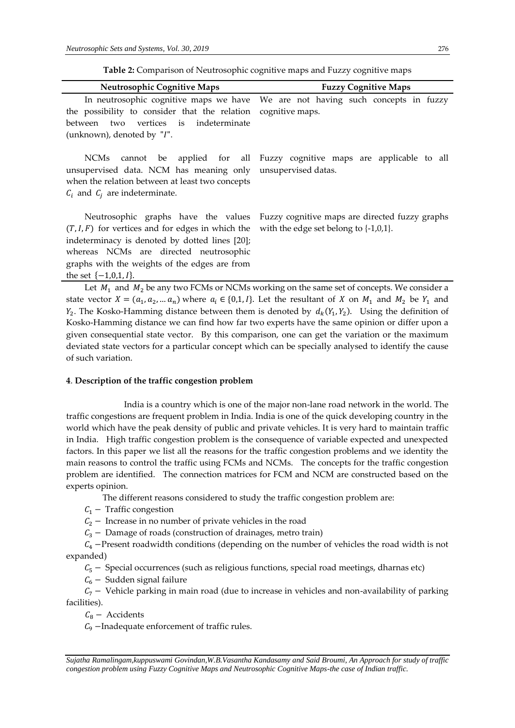**Table 2:** Comparison of Neutrosophic cognitive maps and Fuzzy cognitive maps

| Neutrosophic Cognitive Maps | Fuzzy Cognitive Maps |
| --- | --- |
| In neutrosophic cognitive maps we have the possibility to consider that the relation between two vertices is indeterminate (unknown), denoted by "$I$". | We are not having such concepts in fuzzy cognitive maps. |
| NCMs cannot be applied for all unsupervised data. NCM has meaning only when the relation between at least two concepts $C_i$ and $C_j$ are indeterminate. | Fuzzy cognitive maps are applicable to all unsupervised datas. |
| Neutrosophic graphs have the values $(T, I, F)$ for vertices and for edges in which the indeterminacy is denoted by dotted lines [20]; whereas NCMs are directed neutrosophic graphs with the weights of the edges are from the set $\{-1,0,1, I\}$. | Fuzzy cognitive maps are directed fuzzy graphs with the edge set belong to {-1,0,1}. |

Let $M_1$ and $M_2$ be any two FCMs or NCMs working on the same set of concepts. We consider a state vector $X = (a_1, a_2, \dots a_n)$ where $a_i \in \{0,1, I\}$. Let the resultant of $X$ on $M_1$ and $M_2$ be $Y_1$ and $Y_2$. The Kosko-Hamming distance between them is denoted by $d_k(Y_1, Y_2)$. Using the definition of Kosko-Hamming distance we can find how far two experts have the same opinion or differ upon a given consequential state vector. By this comparison, one can get the variation or the maximum deviated state vectors for a particular concept which can be specially analysed to identify the cause of such variation.

## 4. Description of the traffic congestion problem

India is a country which is one of the major non-lane road network in the world. The traffic congestions are frequent problem in India. India is one of the quick developing country in the world which have the peak density of public and private vehicles. It is very hard to maintain traffic in India. High traffic congestion problem is the consequence of variable expected and unexpected factors. In this paper we list all the reasons for the traffic congestion problems and we identity the main reasons to control the traffic using FCMs and NCMs. The concepts for the traffic congestion problem are identified. The connection matrices for FCM and NCM are constructed based on the experts opinion.

The different reasons considered to study the traffic congestion problem are:

$C_1 -$ Traffic congestion

$C_2 -$ Increase in no number of private vehicles in the road

$C_3 -$ Damage of roads (construction of drainages, metro train)

$C_4 -$Present roadwidth conditions (depending on the number of vehicles the road width is not expanded)

$C_5 -$ Special occurrences (such as religious functions, special road meetings, dharnas etc)

$C_6 -$ Sudden signal failure

$C_7 -$ Vehicle parking in main road (due to increase in vehicles and non-availability of parking facilities).

$C_8 -$ Accidents

$C_9 -$Inadequate enforcement of traffic rules.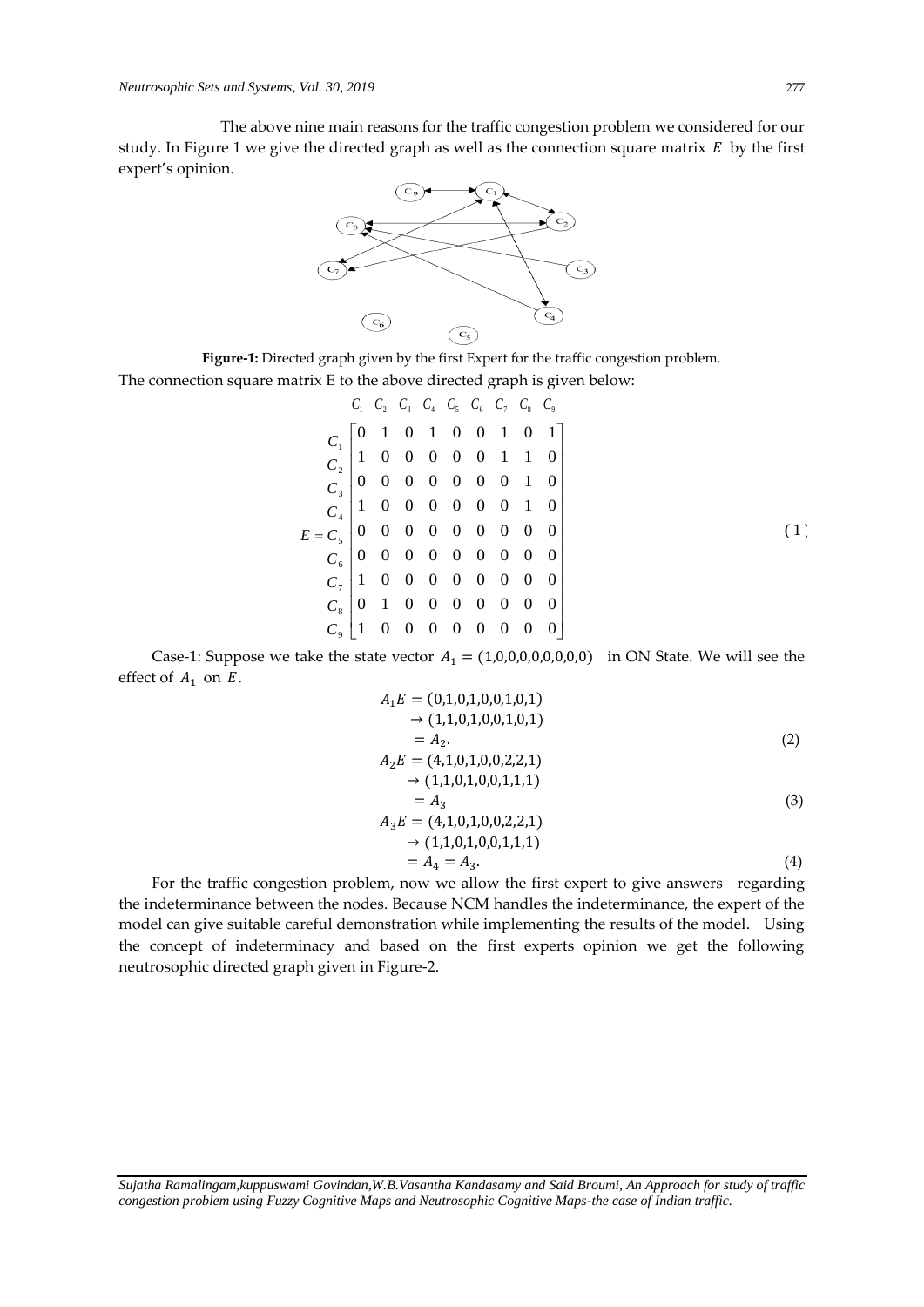The above nine main reasons for the traffic congestion problem we considered for our study. In Figure 1 we give the directed graph as well as the connection square matrix $E$ by the first expert's opinion.

**Figure-1:** Directed graph given by the first Expert for the traffic congestion problem.

The connection square matrix E to the above directed graph is given below:

$$
E = \begin{array}{c} \\ C_1 \\ C_2 \\ C_3 \\ C_4 \\ C_5 \\ C_6 \\ C_7 \\ C_8 \\ C_9 \end{array}
\begin{array}{c} \begin{array}{ccccccccc} C_1 & C_2 & C_3 & C_4 & C_5 & C_6 & C_7 & C_8 & C_9 \end{array} \\
\begin{bmatrix}
0 & 1 & 0 & 1 & 0 & 0 & 1 & 0 & 1 \\
1 & 0 & 0 & 0 & 0 & 0 & 1 & 1 & 0 \\
0 & 0 & 0 & 0 & 0 & 0 & 0 & 1 & 0 \\
1 & 0 & 0 & 0 & 0 & 0 & 0 & 1 & 0 \\
0 & 0 & 0 & 0 & 0 & 0 & 0 & 0 & 0 \\
0 & 0 & 0 & 0 & 0 & 0 & 0 & 0 & 0 \\
1 & 0 & 0 & 0 & 0 & 0 & 0 & 0 & 0 \\
0 & 1 & 0 & 0 & 0 & 0 & 0 & 0 & 0 \\
1 & 0 & 0 & 0 & 0 & 0 & 0 & 0 & 0
\end{bmatrix} \end{array} \qquad (1)
$$

Case-1: Suppose we take the state vector $A_1 = (1,0,0,0,0,0,0,0,0)$ in ON State. We will see the effect of $A_1$ on $E$.

$$
\begin{aligned}
A_1E &= (0,1,0,1,0,0,1,0,1) \\
&\rightarrow (1,1,0,1,0,0,1,0,1) \\
&= A_2. \qquad (2) \\
A_2E &= (4,1,0,1,0,0,2,2,1) \\
&\rightarrow (1,1,0,1,0,0,1,1,1) \\
&= A_3 \qquad (3) \\
A_3E &= (4,1,0,1,0,0,2,2,1) \\
&\rightarrow (1,1,0,1,0,0,1,1,1) \\
&= A_4 = A_3. \qquad (4)
\end{aligned}
$$

For the traffic congestion problem, now we allow the first expert to give answers regarding the indeterminance between the nodes. Because NCM handles the indeterminance, the expert of the model can give suitable careful demonstration while implementing the results of the model. Using the concept of indeterminacy and based on the first experts opinion we get the following neutrosophic directed graph given in Figure-2.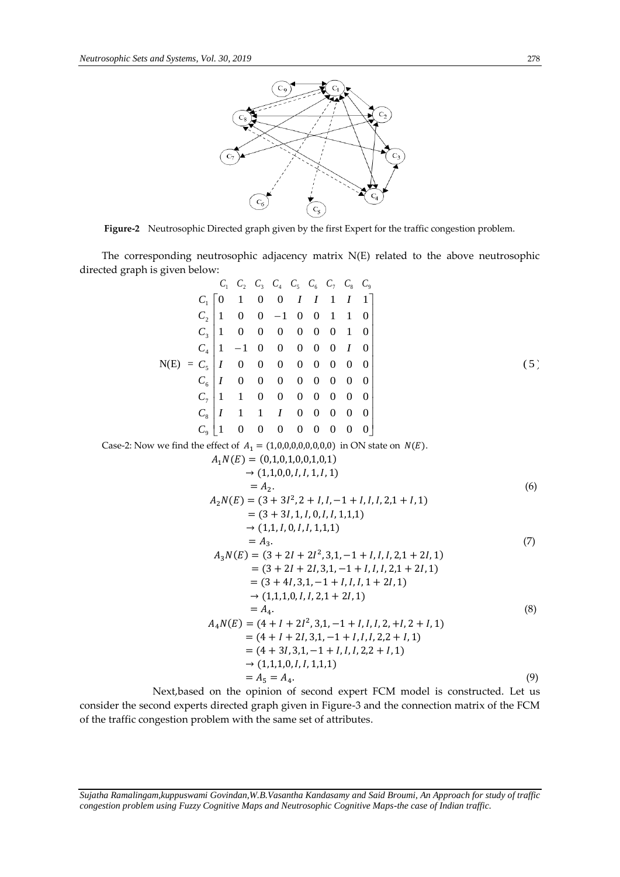**Figure-2** Neutrosophic Directed graph given by the first Expert for the traffic congestion problem.

The corresponding neutrosophic adjacency matrix N(E) related to the above neutrosophic directed graph is given below:

$$
N(E) = \begin{array}{c} \\ C_1 \\ C_2 \\ C_3 \\ C_4 \\ C_5 \\ C_6 \\ C_7 \\ C_8 \\ C_9 \end{array}
\begin{array}{c} \begin{array}{ccccccccc} C_1 & C_2 & C_3 & C_4 & C_5 & C_6 & C_7 & C_8 & C_9 \end{array} \\
\begin{bmatrix}
0 & 1 & 0 & 0 & I & I & 1 & I & 1 \\
1 & 0 & 0 & -1 & 0 & 0 & 1 & 1 & 0 \\
1 & 0 & 0 & 0 & 0 & 0 & 0 & 1 & 0 \\
1 & -1 & 0 & 0 & 0 & 0 & 0 & I & 0 \\
I & 0 & 0 & 0 & 0 & 0 & 0 & 0 & 0 \\
I & 0 & 0 & 0 & 0 & 0 & 0 & 0 & 0 \\
1 & 1 & 0 & 0 & 0 & 0 & 0 & 0 & 0 \\
I & 1 & 1 & I & 0 & 0 & 0 & 0 & 0 \\
1 & 0 & 0 & 0 & 0 & 0 & 0 & 0 & 0
\end{bmatrix}\end{array} \quad (5)
$$

Case-2: Now we find the effect of $A_1 = (1,0,0,0,0,0,0,0,0)$ in ON state on $N(E)$.

$$
\begin{aligned}
A_1 N(E) &= (0,1,0,1,0,0,1,0,1) \\
&\to (1,1,0,0,I,I,1,I,1) \\
&= A_2. \qquad (6) \\
A_2 N(E) &= (3+3I^2, 2+I, I, -1+I, I, I, 2, 1+I, 1) \\
&= (3+3I, 1, I, 0, I, I, 1,1,1) \\
&\to (1,1,I,0,I,I,1,1,1) \\
&= A_3. \qquad (7) \\
A_3 N(E) &= (3+2I+2I^2, 3,1,-1+I, I, I, 2, 1+2I, 1) \\
&= (3+2I+2I, 3,1,-1+I, I, I, 2, 1+2I, 1) \\
&= (3+4I, 3,1,-1+I, I, I, 1+2I, 1) \\
&\to (1,1,1,0,I,I,2,1+2I,1) \\
&= A_4. \qquad (8) \\
A_4 N(E) &= (4+I+2I^2, 3,1,-1+I, I, I, 2, +I, 2+I, 1) \\
&= (4+I+2I, 3,1,-1+I, I, I, 2,2+I, 1) \\
&= (4+3I, 3,1,-1+I, I, I, 2,2+I, 1) \\
&\to (1,1,1,0,I,I,1,1,1) \\
&= A_5 = A_4. \qquad (9)
\end{aligned}
$$

Next,based on the opinion of second expert FCM model is constructed. Let us consider the second experts directed graph given in Figure-3 and the connection matrix of the FCM of the traffic congestion problem with the same set of attributes.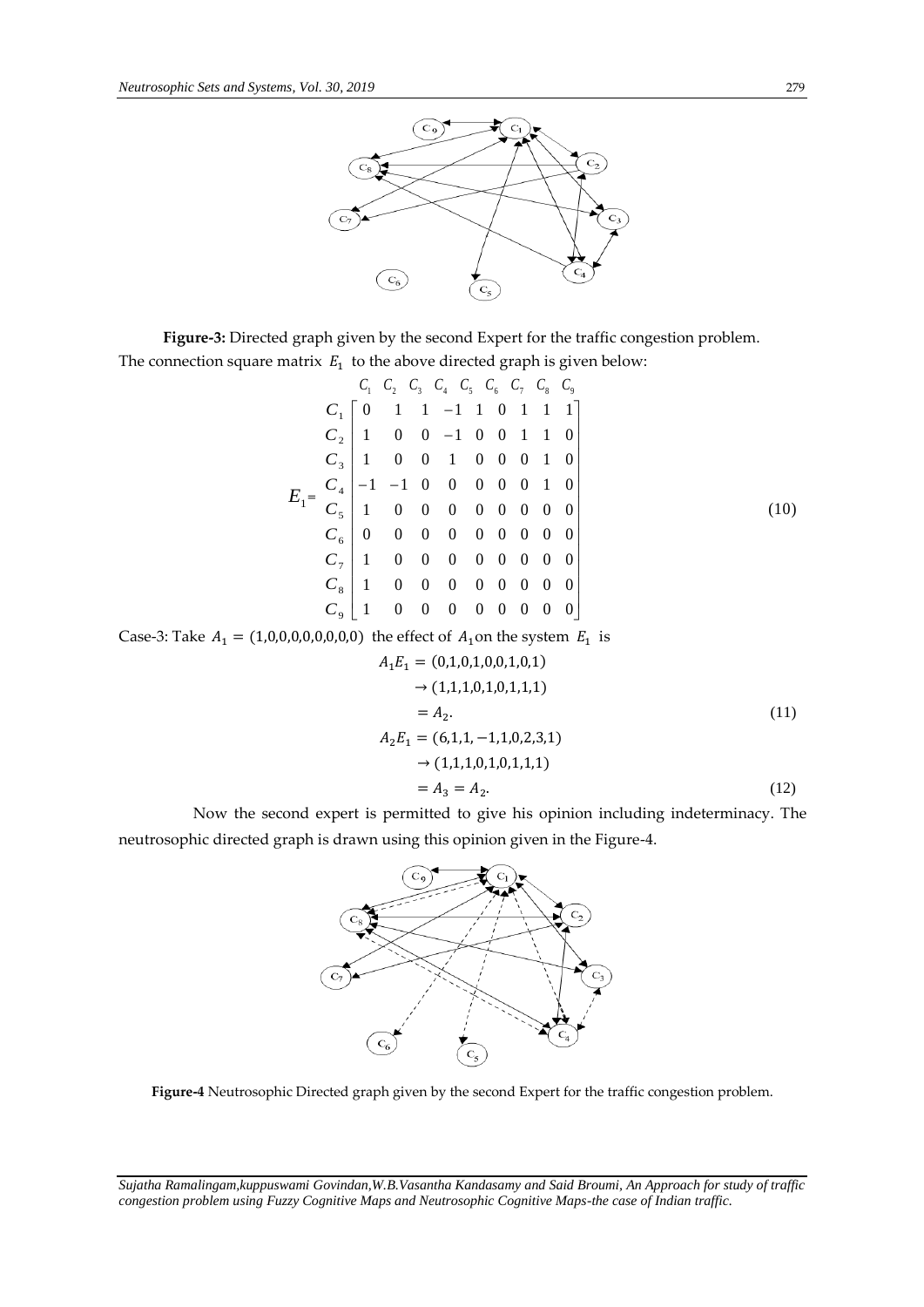**Figure-3:** Directed graph given by the second Expert for the traffic congestion problem.

The connection square matrix $E_1$ to the above directed graph is given below:

$$E_1 = \begin{array}{c} \\ C_1 \\ C_2 \\ C_3 \\ C_4 \\ C_5 \\ C_6 \\ C_7 \\ C_8 \\ C_9 \end{array} \begin{array}{c} \begin{array}{ccccccccc} C_1 & C_2 & C_3 & C_4 & C_5 & C_6 & C_7 & C_8 & C_9 \end{array} \\ \begin{bmatrix} 0 & 1 & 1 & -1 & 1 & 0 & 1 & 1 & 1 \\ 1 & 0 & 0 & -1 & 0 & 0 & 1 & 1 & 0 \\ 1 & 0 & 0 & 1 & 0 & 0 & 0 & 1 & 0 \\ -1 & -1 & 0 & 0 & 0 & 0 & 0 & 1 & 0 \\ 1 & 0 & 0 & 0 & 0 & 0 & 0 & 0 & 0 \\ 0 & 0 & 0 & 0 & 0 & 0 & 0 & 0 & 0 \\ 1 & 0 & 0 & 0 & 0 & 0 & 0 & 0 & 0 \\ 1 & 0 & 0 & 0 & 0 & 0 & 0 & 0 & 0 \\ 1 & 0 & 0 & 0 & 0 & 0 & 0 & 0 & 0 \end{bmatrix} \end{array} \tag{10}$$

Case-3: Take $A_1 = (1,0,0,0,0,0,0,0,0)$ the effect of $A_1$ on the system $E_1$ is

$$\begin{aligned} A_1E_1 &= (0,1,0,1,0,0,1,0,1) \\ &\to (1,1,1,0,1,0,1,1,1) \\ &= A_2. \end{aligned} \tag{11}$$

$$\begin{aligned} A_2E_1 &= (6,1,1,-1,1,0,2,3,1) \\ &\to (1,1,1,0,1,0,1,1,1) \\ &= A_3 = A_2. \end{aligned} \tag{12}$$

Now the second expert is permitted to give his opinion including indeterminacy. The neutrosophic directed graph is drawn using this opinion given in the Figure-4.

**Figure-4** Neutrosophic Directed graph given by the second Expert for the traffic congestion problem.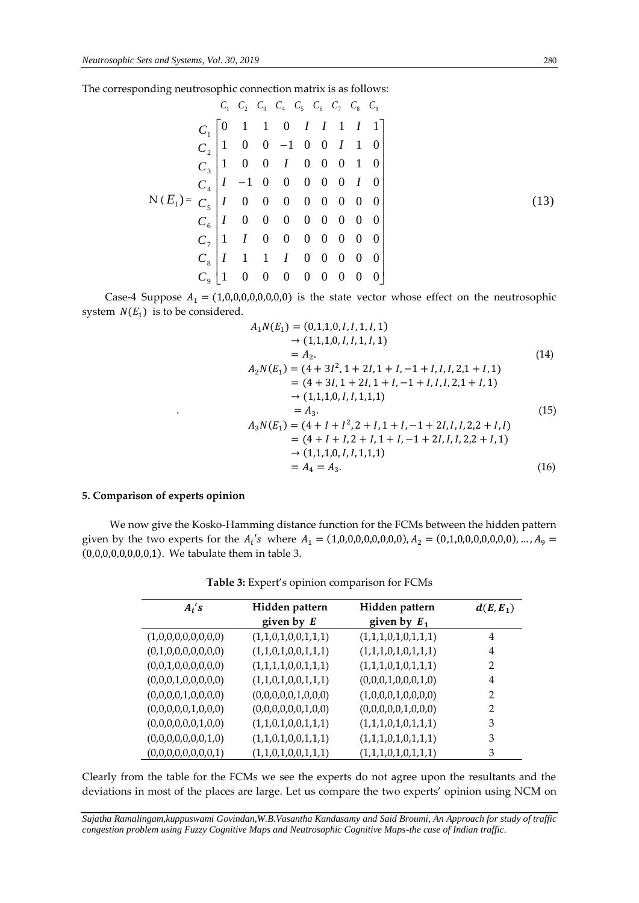The corresponding neutrosophic connection matrix is as follows:

$$
N(E_1) = \begin{array}{c} \\ C_1 \\ C_2 \\ C_3 \\ C_4 \\ C_5 \\ C_6 \\ C_7 \\ C_8 \\ C_9 \end{array}
\begin{array}{c}
\begin{array}{ccccccccc} C_1 & C_2 & C_3 & C_4 & C_5 & C_6 & C_7 & C_8 & C_9 \end{array} \\
\begin{bmatrix}
0 & 1 & 1 & 0 & I & I & 1 & I & 1 \\
1 & 0 & 0 & -1 & 0 & 0 & I & 1 & 0 \\
1 & 0 & 0 & I & 0 & 0 & 0 & 1 & 0 \\
I & -1 & 0 & 0 & 0 & 0 & 0 & I & 0 \\
I & 0 & 0 & 0 & 0 & 0 & 0 & 0 & 0 \\
I & 0 & 0 & 0 & 0 & 0 & 0 & 0 & 0 \\
1 & I & 0 & 0 & 0 & 0 & 0 & 0 & 0 \\
I & 1 & 1 & I & 0 & 0 & 0 & 0 & 0 \\
1 & 0 & 0 & 0 & 0 & 0 & 0 & 0 & 0
\end{bmatrix}
\end{array} \tag{13}
$$

Case-4 Suppose $A_1 = (1,0,0,0,0,0,0,0,0)$ is the state vector whose effect on the neutrosophic system $N(E_1)$ is to be considered.

$$
\begin{aligned}
A_1 N(E_1) &= (0,1,1,0,I,I,1,I,1) \\
&\rightarrow (1,1,1,0,I,I,1,I,1) \\
&= A_2. \qquad (14) \\
A_2 N(E_1) &= (4+3I^2, 1+2I, 1+I, -1+I, I, I, 2, 1+I, 1) \\
&= (4+3I, 1+2I, 1+I, -1+I, I, I, 2, 1+I, 1) \\
&\rightarrow (1,1,1,0,I,I,1,1,1) \\
&= A_3. \qquad (15) \\
A_3 N(E_1) &= (4+I+I^2, 2+I, 1+I, -1+2I, I, I, 2, 2+I, I) \\
&= (4+I+I, 2+I, 1+I, -1+2I, I, I, 2, 2+I, 1) \\
&\rightarrow (1,1,1,0,I,I,1,1,1) \\
&= A_4 = A_3. \qquad (16)
\end{aligned}
$$

## 5. Comparison of experts opinion

We now give the Kosko-Hamming distance function for the FCMs between the hidden pattern given by the two experts for the $A_i's$ where $A_1 = (1,0,0,0,0,0,0,0,0), A_2 = (0,1,0,0,0,0,0,0,0), \ldots, A_9 = (0,0,0,0,0,0,0,0,1)$. We tabulate them in table 3.

**Table 3:** Expert's opinion comparison for FCMs

| $A_i's$ | Hidden pattern given by $E$ | Hidden pattern given by $E_1$ | $d(E, E_1)$ |
|---|---|---|---|
| (1,0,0,0,0,0,0,0,0) | (1,1,0,1,0,0,1,1,1) | (1,1,1,0,1,0,1,1,1) | 4 |
| (0,1,0,0,0,0,0,0,0) | (1,1,0,1,0,0,1,1,1) | (1,1,1,0,1,0,1,1,1) | 4 |
| (0,0,1,0,0,0,0,0,0) | (1,1,1,1,0,0,1,1,1) | (1,1,1,0,1,0,1,1,1) | 2 |
| (0,0,0,1,0,0,0,0,0) | (1,1,0,1,0,0,1,1,1) | (0,0,0,1,0,0,0,1,0) | 4 |
| (0,0,0,0,1,0,0,0,0) | (0,0,0,0,0,1,0,0,0) | (1,0,0,0,1,0,0,0,0) | 2 |
| (0,0,0,0,0,1,0,0,0) | (0,0,0,0,0,0,1,0,0) | (0,0,0,0,0,1,0,0,0) | 2 |
| (0,0,0,0,0,0,1,0,0) | (1,1,0,1,0,0,1,1,1) | (1,1,1,0,1,0,1,1,1) | 3 |
| (0,0,0,0,0,0,0,1,0) | (1,1,0,1,0,0,1,1,1) | (1,1,1,0,1,0,1,1,1) | 3 |
| (0,0,0,0,0,0,0,0,1) | (1,1,0,1,0,0,1,1,1) | (1,1,1,0,1,0,1,1,1) | 3 |

Clearly from the table for the FCMs we see the experts do not agree upon the resultants and the deviations in most of the places are large. Let us compare the two experts' opinion using NCM on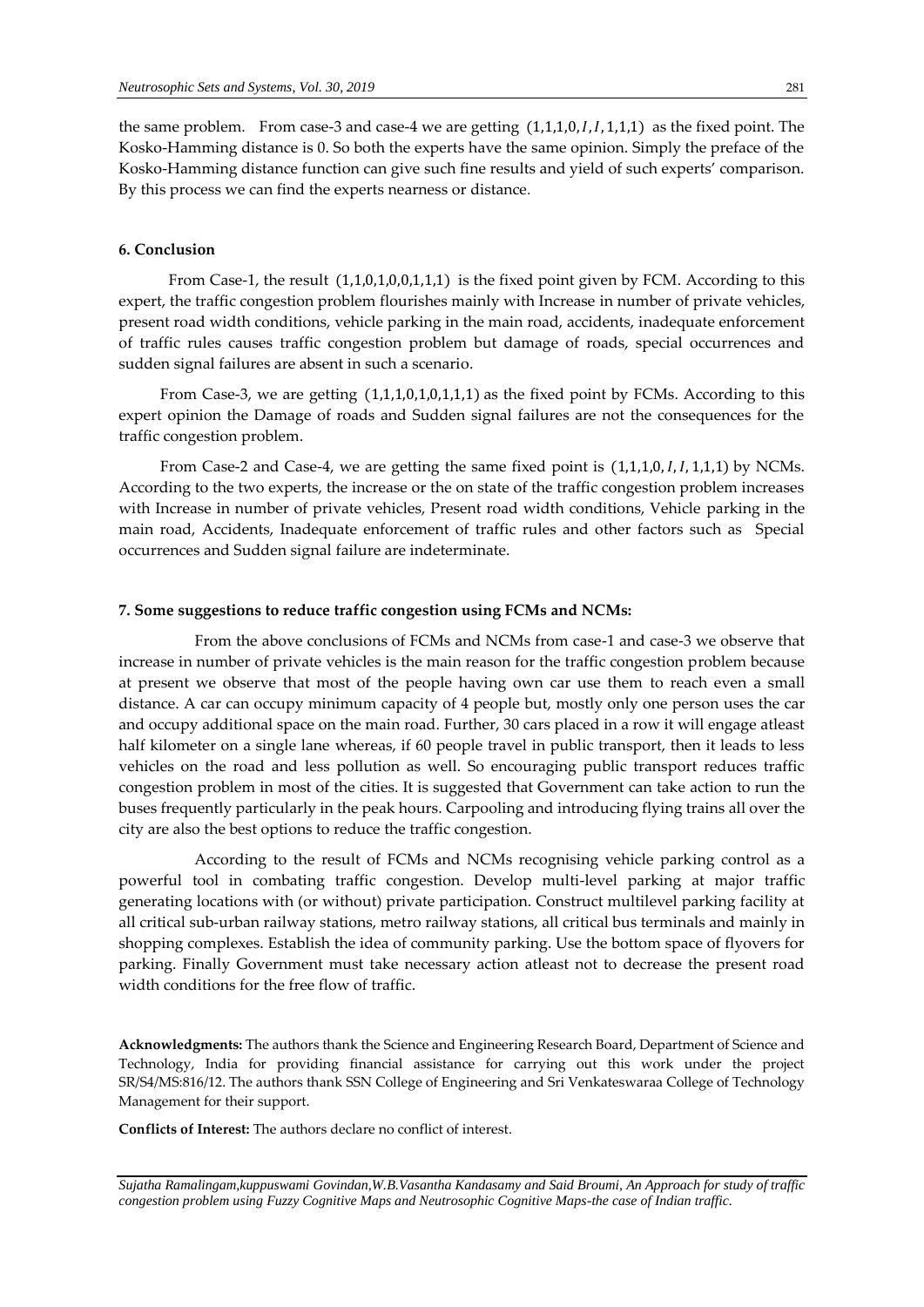the same problem. From case-3 and case-4 we are getting $(1,1,1,0,I,I,1,1,1)$ as the fixed point. The Kosko-Hamming distance is 0. So both the experts have the same opinion. Simply the preface of the Kosko-Hamming distance function can give such fine results and yield of such experts' comparison. By this process we can find the experts nearness or distance.

**6. Conclusion**

From Case-1, the result $(1,1,0,1,0,0,1,1,1)$ is the fixed point given by FCM. According to this expert, the traffic congestion problem flourishes mainly with Increase in number of private vehicles, present road width conditions, vehicle parking in the main road, accidents, inadequate enforcement of traffic rules causes traffic congestion problem but damage of roads, special occurrences and sudden signal failures are absent in such a scenario.

From Case-3, we are getting $(1,1,1,0,1,0,1,1,1)$ as the fixed point by FCMs. According to this expert opinion the Damage of roads and Sudden signal failures are not the consequences for the traffic congestion problem.

From Case-2 and Case-4, we are getting the same fixed point is $(1,1,1,0,I,I,1,1,1)$ by NCMs. According to the two experts, the increase or the on state of the traffic congestion problem increases with Increase in number of private vehicles, Present road width conditions, Vehicle parking in the main road, Accidents, Inadequate enforcement of traffic rules and other factors such as Special occurrences and Sudden signal failure are indeterminate.

**7. Some suggestions to reduce traffic congestion using FCMs and NCMs:**

From the above conclusions of FCMs and NCMs from case-1 and case-3 we observe that increase in number of private vehicles is the main reason for the traffic congestion problem because at present we observe that most of the people having own car use them to reach even a small distance. A car can occupy minimum capacity of 4 people but, mostly only one person uses the car and occupy additional space on the main road. Further, 30 cars placed in a row it will engage atleast half kilometer on a single lane whereas, if 60 people travel in public transport, then it leads to less vehicles on the road and less pollution as well. So encouraging public transport reduces traffic congestion problem in most of the cities. It is suggested that Government can take action to run the buses frequently particularly in the peak hours. Carpooling and introducing flying trains all over the city are also the best options to reduce the traffic congestion.

According to the result of FCMs and NCMs recognising vehicle parking control as a powerful tool in combating traffic congestion. Develop multi-level parking at major traffic generating locations with (or without) private participation. Construct multilevel parking facility at all critical sub-urban railway stations, metro railway stations, all critical bus terminals and mainly in shopping complexes. Establish the idea of community parking. Use the bottom space of flyovers for parking. Finally Government must take necessary action atleast not to decrease the present road width conditions for the free flow of traffic.

**Acknowledgments:** The authors thank the Science and Engineering Research Board, Department of Science and Technology, India for providing financial assistance for carrying out this work under the project SR/S4/MS:816/12. The authors thank SSN College of Engineering and Sri Venkateswaraa College of Technology Management for their support.

**Conflicts of Interest:** The authors declare no conflict of interest.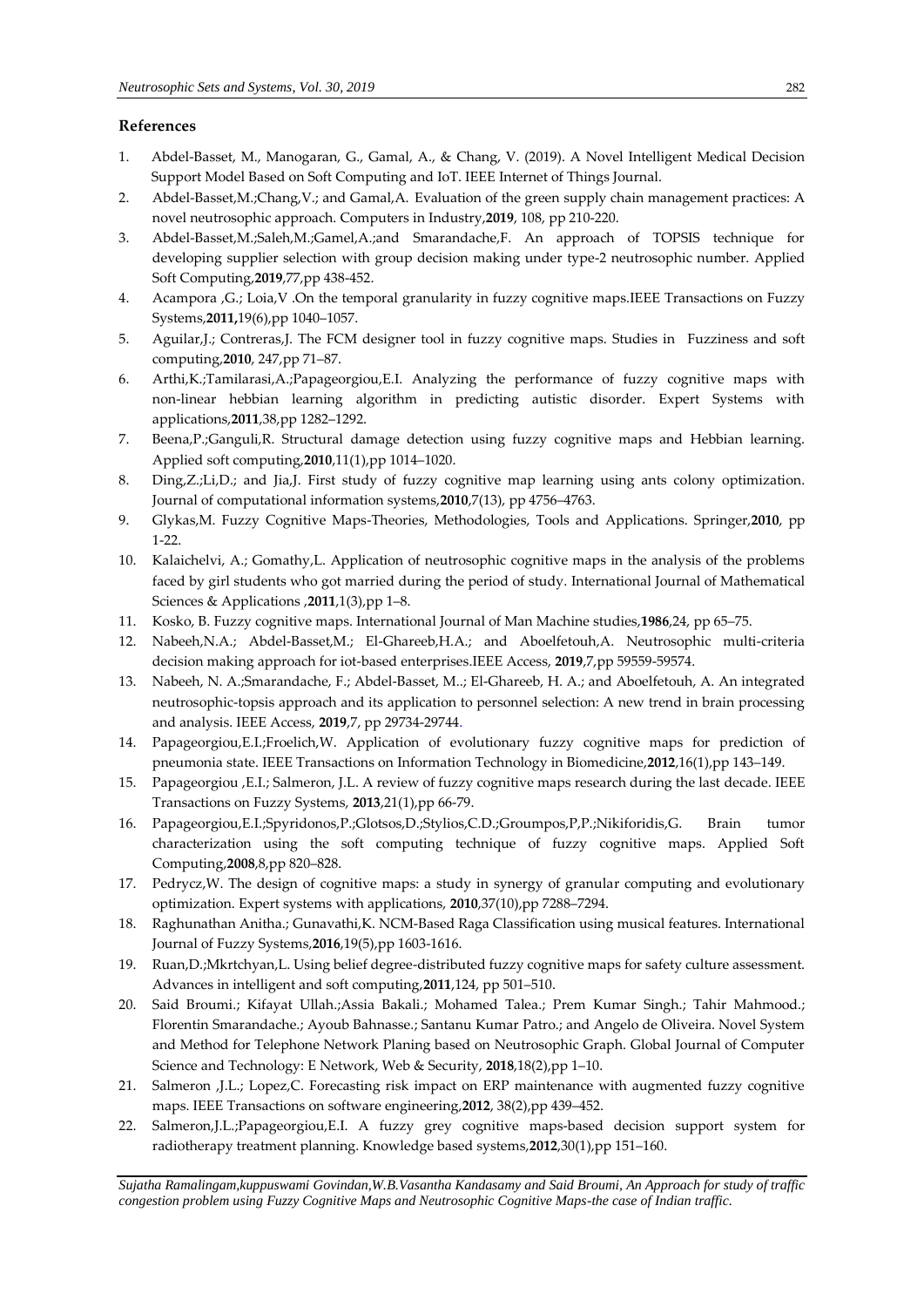## References

1. Abdel-Basset, M., Manogaran, G., Gamal, A., & Chang, V. (2019). A Novel Intelligent Medical Decision Support Model Based on Soft Computing and IoT. IEEE Internet of Things Journal.
2. Abdel-Basset,M.;Chang,V.; and Gamal,A. Evaluation of the green supply chain management practices: A novel neutrosophic approach. Computers in Industry,**2019**, 108, pp 210-220.
3. Abdel-Basset,M.;Saleh,M.;Gamel,A.;and Smarandache,F. An approach of TOPSIS technique for developing supplier selection with group decision making under type-2 neutrosophic number. Applied Soft Computing,**2019**,77,pp 438-452.
4. Acampora ,G.; Loia,V .On the temporal granularity in fuzzy cognitive maps.IEEE Transactions on Fuzzy Systems,**2011,**19(6),pp 1040–1057.
5. Aguilar,J.; Contreras,J. The FCM designer tool in fuzzy cognitive maps. Studies in Fuzziness and soft computing,**2010**, 247,pp 71–87.
6. Arthi,K.;Tamilarasi,A.;Papageorgiou,E.I. Analyzing the performance of fuzzy cognitive maps with non-linear hebbian learning algorithm in predicting autistic disorder. Expert Systems with applications,**2011**,38,pp 1282–1292.
7. Beena,P.;Ganguli,R. Structural damage detection using fuzzy cognitive maps and Hebbian learning. Applied soft computing,**2010**,11(1),pp 1014–1020.
8. Ding,Z.;Li,D.; and Jia,J. First study of fuzzy cognitive map learning using ants colony optimization. Journal of computational information systems,**2010**,7(13), pp 4756–4763.
9. Glykas,M. Fuzzy Cognitive Maps-Theories, Methodologies, Tools and Applications. Springer,**2010**, pp 1-22.
10. Kalaichelvi, A.; Gomathy,L. Application of neutrosophic cognitive maps in the analysis of the problems faced by girl students who got married during the period of study. International Journal of Mathematical Sciences & Applications ,**2011**,1(3),pp 1–8.
11. Kosko, B. Fuzzy cognitive maps. International Journal of Man Machine studies,**1986**,24, pp 65–75.
12. Nabeeh,N.A.; Abdel-Basset,M.; El-Ghareeb,H.A.; and Aboelfetouh,A. Neutrosophic multi-criteria decision making approach for iot-based enterprises.IEEE Access, **2019**,7,pp 59559-59574.
13. Nabeeh, N. A.;Smarandache, F.; Abdel-Basset, M..; El-Ghareeb, H. A.; and Aboelfetouh, A. An integrated neutrosophic-topsis approach and its application to personnel selection: A new trend in brain processing and analysis. IEEE Access, **2019**,7, pp 29734-29744.
14. Papageorgiou,E.I.;Froelich,W. Application of evolutionary fuzzy cognitive maps for prediction of pneumonia state. IEEE Transactions on Information Technology in Biomedicine,**2012**,16(1),pp 143–149.
15. Papageorgiou ,E.I.; Salmeron, J.L. A review of fuzzy cognitive maps research during the last decade. IEEE Transactions on Fuzzy Systems, **2013**,21(1),pp 66-79.
16. Papageorgiou,E.I.;Spyridonos,P.;Glotsos,D.;Stylios,C.D.;Groumpos,P,P.;Nikiforidis,G. Brain tumor characterization using the soft computing technique of fuzzy cognitive maps. Applied Soft Computing,**2008**,8,pp 820–828.
17. Pedrycz,W. The design of cognitive maps: a study in synergy of granular computing and evolutionary optimization. Expert systems with applications, **2010**,37(10),pp 7288–7294.
18. Raghunathan Anitha.; Gunavathi,K. NCM-Based Raga Classification using musical features. International Journal of Fuzzy Systems,**2016**,19(5),pp 1603-1616.
19. Ruan,D.;Mkrtchyan,L. Using belief degree-distributed fuzzy cognitive maps for safety culture assessment. Advances in intelligent and soft computing,**2011**,124, pp 501–510.
20. Said Broumi.; Kifayat Ullah.;Assia Bakali.; Mohamed Talea.; Prem Kumar Singh.; Tahir Mahmood.; Florentin Smarandache.; Ayoub Bahnasse.; Santanu Kumar Patro.; and Angelo de Oliveira. Novel System and Method for Telephone Network Planing based on Neutrosophic Graph. Global Journal of Computer Science and Technology: E Network, Web & Security, **2018**,18(2),pp 1–10.
21. Salmeron ,J.L.; Lopez,C. Forecasting risk impact on ERP maintenance with augmented fuzzy cognitive maps. IEEE Transactions on software engineering,**2012**, 38(2),pp 439–452.
22. Salmeron,J.L.;Papageorgiou,E.I. A fuzzy grey cognitive maps-based decision support system for radiotherapy treatment planning. Knowledge based systems,**2012**,30(1),pp 151–160.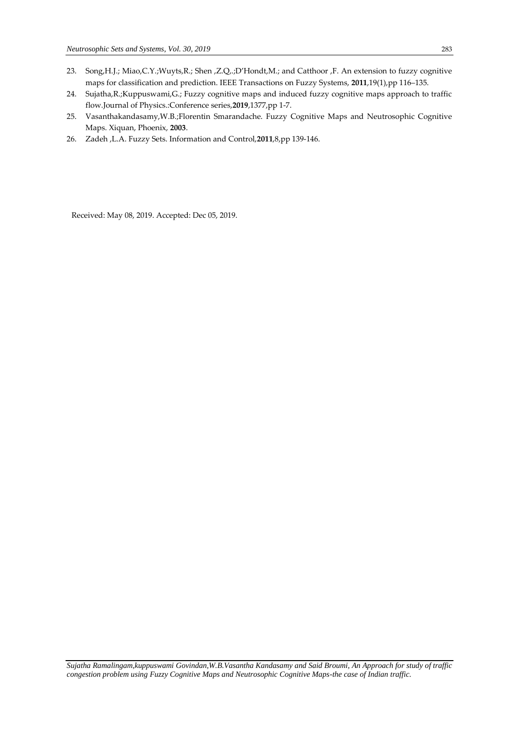23. Song,H.J.; Miao,C.Y.;Wuyts,R.; Shen ,Z.Q,.;D'Hondt,M.; and Catthoor ,F. An extension to fuzzy cognitive maps for classification and prediction. IEEE Transactions on Fuzzy Systems, **2011**,19(1),pp 116–135.
24. Sujatha,R.;Kuppuswami,G.; Fuzzy cognitive maps and induced fuzzy cognitive maps approach to traffic flow.Journal of Physics.:Conference series,**2019**,1377,pp 1-7.
25. Vasanthakandasamy,W.B.;Florentin Smarandache. Fuzzy Cognitive Maps and Neutrosophic Cognitive Maps. Xiquan, Phoenix, **2003**.
26. Zadeh ,L.A. Fuzzy Sets. Information and Control,**2011**,8,pp 139-146.

Received: May 08, 2019. Accepted: Dec 05, 2019.